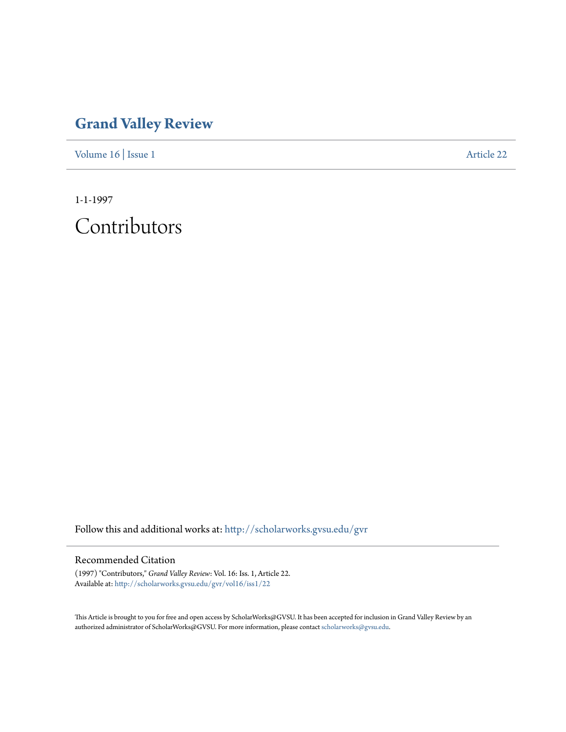# Grand Valley Review

Volume 16 | Issue 1 Article 22

1-1-1997

## Contributors

Follow this and additional works at: http://scholarworks.gvsu.edu/gvr

### Recommended Citation

(1997) "Contributors," *Grand Valley Review*: Vol. 16: Iss. 1, Article 22.
Available at: http://scholarworks.gvsu.edu/gvr/vol16/iss1/22

This Article is brought to you for free and open access by ScholarWorks@GVSU. It has been accepted for inclusion in Grand Valley Review by an authorized administrator of ScholarWorks@GVSU. For more information, please contact scholarworks@gvsu.edu.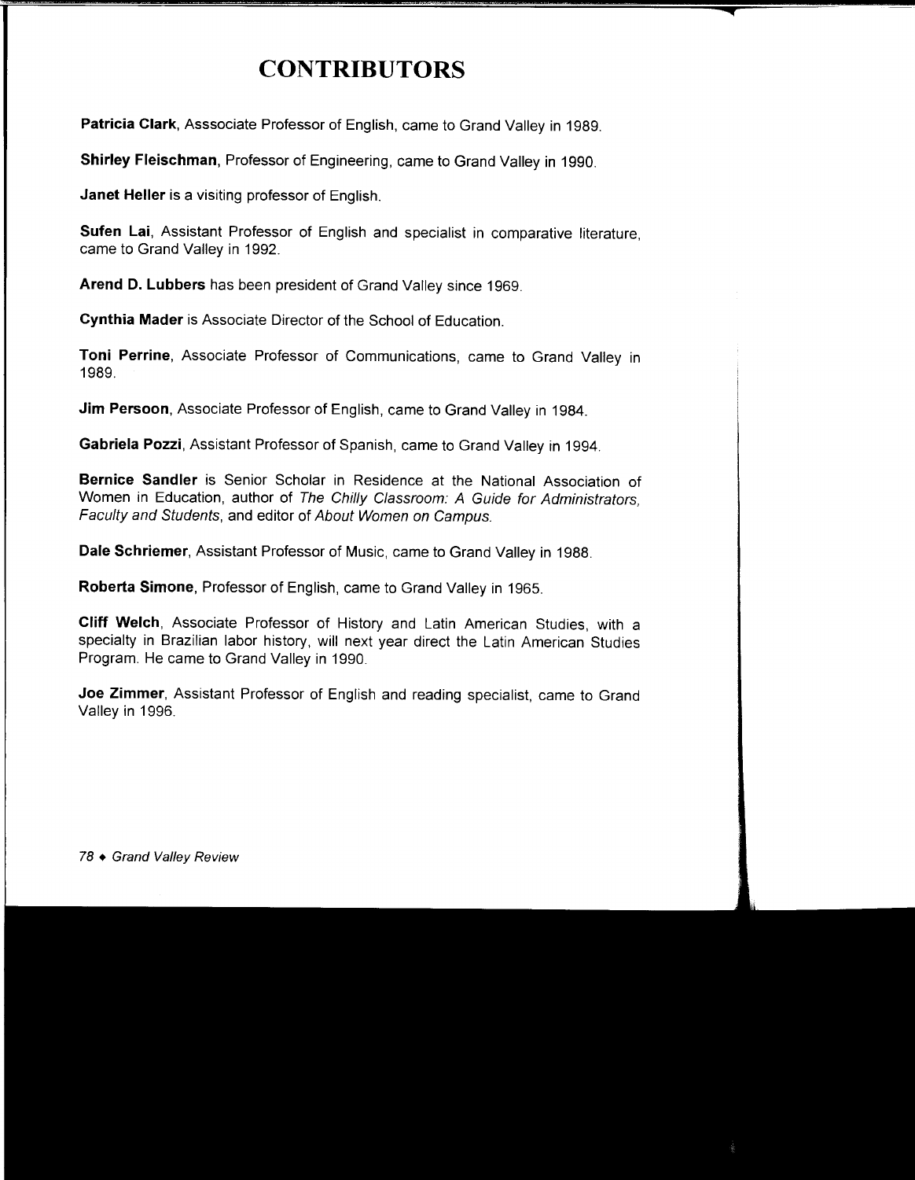# CONTRIBUTORS

**Patricia Clark**, Asssociate Professor of English, came to Grand Valley in 1989.

**Shirley Fleischman**, Professor of Engineering, came to Grand Valley in 1990.

**Janet Heller** is a visiting professor of English.

**Sufen Lai**, Assistant Professor of English and specialist in comparative literature, came to Grand Valley in 1992.

**Arend D. Lubbers** has been president of Grand Valley since 1969.

**Cynthia Mader** is Associate Director of the School of Education.

**Toni Perrine**, Associate Professor of Communications, came to Grand Valley in 1989.

**Jim Persoon**, Associate Professor of English, came to Grand Valley in 1984.

**Gabriela Pozzi**, Assistant Professor of Spanish, came to Grand Valley in 1994.

**Bernice Sandler** is Senior Scholar in Residence at the National Association of Women in Education, author of *The Chilly Classroom: A Guide for Administrators, Faculty and Students*, and editor of *About Women on Campus*.

**Dale Schriemer**, Assistant Professor of Music, came to Grand Valley in 1988.

**Roberta Simone**, Professor of English, came to Grand Valley in 1965.

**Cliff Welch**, Associate Professor of History and Latin American Studies, with a specialty in Brazilian labor history, will next year direct the Latin American Studies Program. He came to Grand Valley in 1990.

**Joe Zimmer**, Assistant Professor of English and reading specialist, came to Grand Valley in 1996.